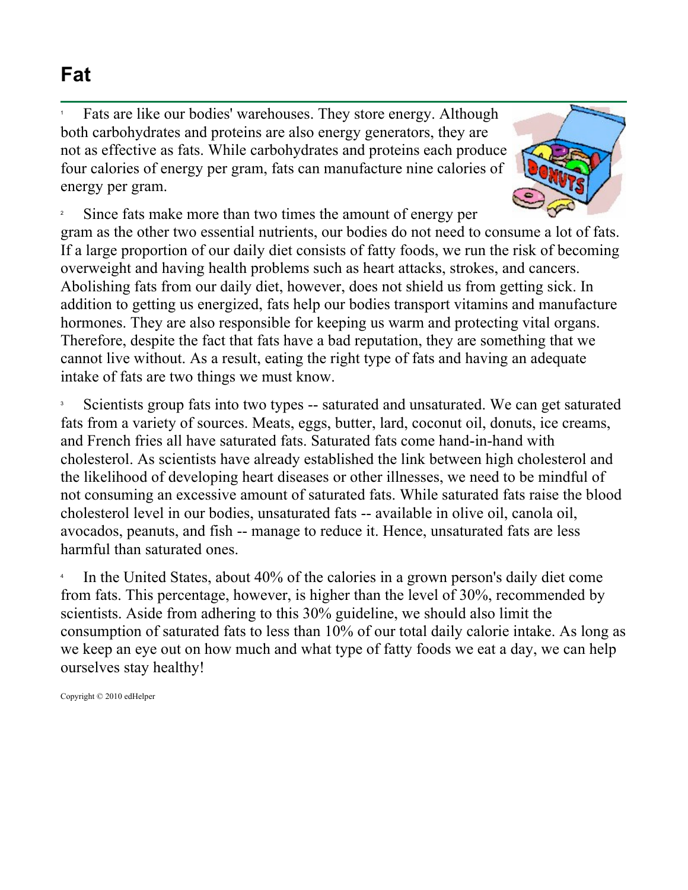# Fat

1 Fats are like our bodies' warehouses. They store energy. Although both carbohydrates and proteins are also energy generators, they are not as effective as fats. While carbohydrates and proteins each produce four calories of energy per gram, fats can manufacture nine calories of energy per gram.

2 Since fats make more than two times the amount of energy per gram as the other two essential nutrients, our bodies do not need to consume a lot of fats. If a large proportion of our daily diet consists of fatty foods, we run the risk of becoming overweight and having health problems such as heart attacks, strokes, and cancers. Abolishing fats from our daily diet, however, does not shield us from getting sick. In addition to getting us energized, fats help our bodies transport vitamins and manufacture hormones. They are also responsible for keeping us warm and protecting vital organs. Therefore, despite the fact that fats have a bad reputation, they are something that we cannot live without. As a result, eating the right type of fats and having an adequate intake of fats are two things we must know.

3 Scientists group fats into two types -- saturated and unsaturated. We can get saturated fats from a variety of sources. Meats, eggs, butter, lard, coconut oil, donuts, ice creams, and French fries all have saturated fats. Saturated fats come hand-in-hand with cholesterol. As scientists have already established the link between high cholesterol and the likelihood of developing heart diseases or other illnesses, we need to be mindful of not consuming an excessive amount of saturated fats. While saturated fats raise the blood cholesterol level in our bodies, unsaturated fats -- available in olive oil, canola oil, avocados, peanuts, and fish -- manage to reduce it. Hence, unsaturated fats are less harmful than saturated ones.

4 In the United States, about 40% of the calories in a grown person's daily diet come from fats. This percentage, however, is higher than the level of 30%, recommended by scientists. Aside from adhering to this 30% guideline, we should also limit the consumption of saturated fats to less than 10% of our total daily calorie intake. As long as we keep an eye out on how much and what type of fatty foods we eat a day, we can help ourselves stay healthy!

Copyright © 2010 edHelper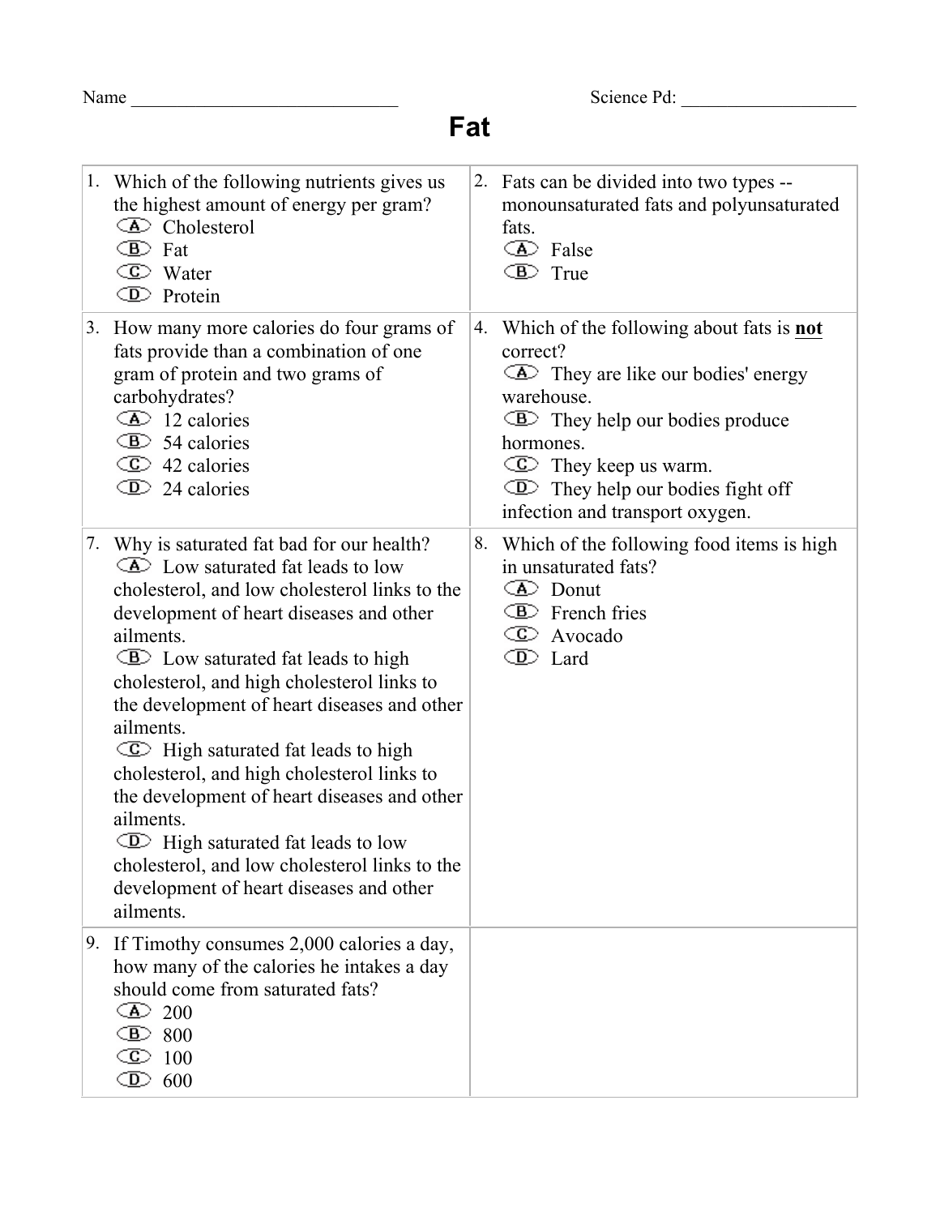Name ______________________________ Science Pd: ___________________

# Fat

1. Which of the following nutrients gives us the highest amount of energy per gram?
   - A. Cholesterol
   - B. Fat
   - C. Water
   - D. Protein

2. Fats can be divided into two types -- monounsaturated fats and polyunsaturated fats.
   - A. False
   - B. True

3. How many more calories do four grams of fats provide than a combination of one gram of protein and two grams of carbohydrates?
   - A. 12 calories
   - B. 54 calories
   - C. 42 calories
   - D. 24 calories

4. Which of the following about fats is **not** correct?
   - A. They are like our bodies' energy warehouse.
   - B. They help our bodies produce hormones.
   - C. They keep us warm.
   - D. They help our bodies fight off infection and transport oxygen.

7. Why is saturated fat bad for our health?
   - A. Low saturated fat leads to low cholesterol, and low cholesterol links to the development of heart diseases and other ailments.
   - B. Low saturated fat leads to high cholesterol, and high cholesterol links to the development of heart diseases and other ailments.
   - C. High saturated fat leads to high cholesterol, and high cholesterol links to the development of heart diseases and other ailments.
   - D. High saturated fat leads to low cholesterol, and low cholesterol links to the development of heart diseases and other ailments.

8. Which of the following food items is high in unsaturated fats?
   - A. Donut
   - B. French fries
   - C. Avocado
   - D. Lard

9. If Timothy consumes 2,000 calories a day, how many of the calories he intakes a day should come from saturated fats?
   - A. 200
   - B. 800
   - C. 100
   - D. 600